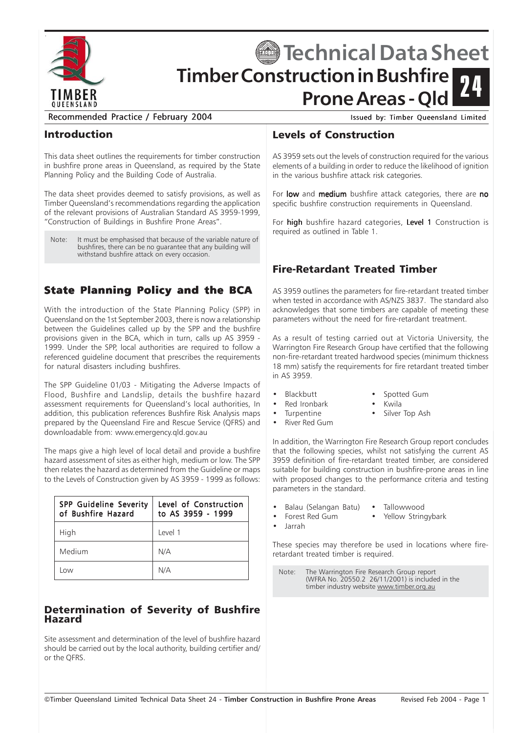# Technical Data Sheet

# Timber Construction in Bushfire Prone Areas - Qld

**24**

TIMBER QUEENSLAND

Recommended Practice / February 2004

Issued by: Timber Queensland Limited

## Introduction

This data sheet outlines the requirements for timber construction in bushfire prone areas in Queensland, as required by the State Planning Policy and the Building Code of Australia.

The data sheet provides deemed to satisfy provisions, as well as Timber Queensland's recommendations regarding the application of the relevant provisions of Australian Standard AS 3959-1999, "Construction of Buildings in Bushfire Prone Areas".

> Note: It must be emphasised that because of the variable nature of bushfires, there can be no guarantee that any building will withstand bushfire attack on every occasion.

## State Planning Policy and the BCA

With the introduction of the State Planning Policy (SPP) in Queensland on the 1st September 2003, there is now a relationship between the Guidelines called up by the SPP and the bushfire provisions given in the BCA, which in turn, calls up AS 3959 - 1999. Under the SPP, local authorities are required to follow a referenced guideline document that prescribes the requirements for natural disasters including bushfires.

The SPP Guideline 01/03 - Mitigating the Adverse Impacts of Flood, Bushfire and Landslip, details the bushfire hazard assessment requirements for Queensland's local authorities, In addition, this publication references Bushfire Risk Analysis maps prepared by the Queensland Fire and Rescue Service (QFRS) and downloadable from: www.emergency.qld.gov.au

The maps give a high level of local detail and provide a bushfire hazard assessment of sites as either high, medium or low. The SPP then relates the hazard as determined from the Guideline or maps to the Levels of Construction given by AS 3959 - 1999 as follows:

| SPP Guideline Severity of Bushfire Hazard | Level of Construction to AS 3959 - 1999 |
|---|---|
| High | Level 1 |
| Medium | N/A |
| Low | N/A |

## Determination of Severity of Bushfire Hazard

Site assessment and determination of the level of bushfire hazard should be carried out by the local authority, building certifier and/or the QFRS.

## Levels of Construction

AS 3959 sets out the levels of construction required for the various elements of a building in order to reduce the likelihood of ignition in the various bushfire attack risk categories.

For **low** and **medium** bushfire attack categories, there are **no** specific bushfire construction requirements in Queensland.

For **high** bushfire hazard categories, **Level 1** Construction is required as outlined in Table 1.

## Fire-Retardant Treated Timber

AS 3959 outlines the parameters for fire-retardant treated timber when tested in accordance with AS/NZS 3837. The standard also acknowledges that some timbers are capable of meeting these parameters without the need for fire-retardant treatment.

As a result of testing carried out at Victoria University, the Warrington Fire Research Group have certified that the following non-fire-retardant treated hardwood species (minimum thickness 18 mm) satisfy the requirements for fire retardant treated timber in AS 3959.

- Blackbutt
- Red Ironbark
- Turpentine
- River Red Gum
- Spotted Gum
- Kwila
- Silver Top Ash

In addition, the Warrington Fire Research Group report concludes that the following species, whilst not satisfying the current AS 3959 definition of fire-retardant treated timber, are considered suitable for building construction in bushfire-prone areas in line with proposed changes to the performance criteria and testing parameters in the standard.

- Balau (Selangan Batu)
- Forest Red Gum
- Jarrah
- Tallowwood
- Yellow Stringybark

These species may therefore be used in locations where fire-retardant treated timber is required.

> Note: The Warrington Fire Research Group report (WFRA No. 20550.2 26/11/2001) is included in the timber industry website www.timber.org.au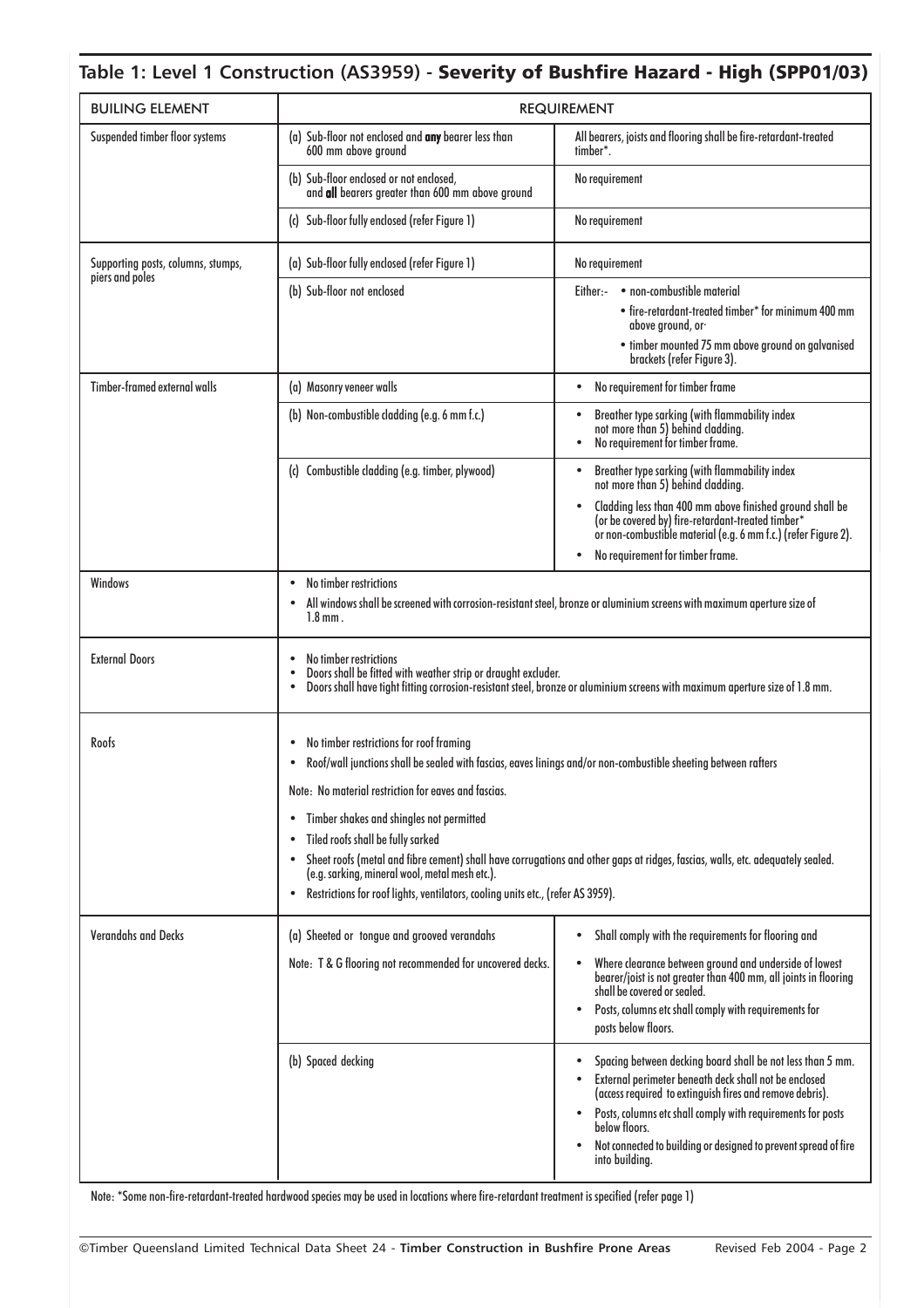## Table 1: Level 1 Construction (AS3959) - Severity of Bushfire Hazard - High (SPP01/03)

| BUILING ELEMENT | REQUIREMENT | |
|---|---|---|
| Suspended timber floor systems | (a) Sub-floor not enclosed and **any** bearer less than 600 mm above ground | All bearers, joists and flooring shall be fire-retardant-treated timber*. |
| | (b) Sub-floor enclosed or not enclosed, and **all** bearers greater than 600 mm above ground | No requirement |
| | (c) Sub-floor fully enclosed (refer Figure 1) | No requirement |
| Supporting posts, columns, stumps, piers and poles | (a) Sub-floor fully enclosed (refer Figure 1) | No requirement |
| | (b) Sub-floor not enclosed | Either:- • non-combustible material<br>• fire-retardant-treated timber* for minimum 400 mm above ground, or·<br>• timber mounted 75 mm above ground on galvanised brackets (refer Figure 3). |
| Timber-framed external walls | (a) Masonry veneer walls | • No requirement for timber frame |
| | (b) Non-combustible cladding (e.g. 6 mm f.c.) | • Breather type sarking (with flammability index not more than 5) behind cladding.<br>• No requirement for timber frame. |
| | (c) Combustible cladding (e.g. timber, plywood) | • Breather type sarking (with flammability index not more than 5) behind cladding.<br>• Cladding less than 400 mm above finished ground shall be (or be covered by) fire-retardant-treated timber* or non-combustible material (e.g. 6 mm f.c.) (refer Figure 2).<br>• No requirement for timber frame. |
| Windows | • No timber restrictions<br>• All windows shall be screened with corrosion-resistant steel, bronze or aluminium screens with maximum aperture size of 1.8 mm . | |
| External Doors | • No timber restrictions<br>• Doors shall be fitted with weather strip or draught excluder.<br>• Doors shall have tight fitting corrosion-resistant steel, bronze or aluminium screens with maximum aperture size of 1.8 mm. | |
| Roofs | • No timber restrictions for roof framing<br>• Roof/wall junctions shall be sealed with fascias, eaves linings and/or non-combustible sheeting between rafters<br>Note: No material restriction for eaves and fascias.<br>• Timber shakes and shingles not permitted<br>• Tiled roofs shall be fully sarked<br>• Sheet roofs (metal and fibre cement) shall have corrugations and other gaps at ridges, fascias, walls, etc. adequately sealed. (e.g. sarking, mineral wool, metal mesh etc.).<br>• Restrictions for roof lights, ventilators, cooling units etc., (refer AS 3959). | |
| Verandahs and Decks | (a) Sheeted or tongue and grooved verandahs<br>Note: T & G flooring not recommended for uncovered decks. | • Shall comply with the requirements for flooring and<br>• Where clearance between ground and underside of lowest bearer/joist is not greater than 400 mm, all joints in flooring shall be covered or sealed.<br>• Posts, columns etc shall comply with requirements for posts below floors. |
| | (b) Spaced decking | • Spacing between decking board shall be not less than 5 mm.<br>• External perimeter beneath deck shall not be enclosed (access required to extinguish fires and remove debris).<br>• Posts, columns etc shall comply with requirements for posts below floors.<br>• Not connected to building or designed to prevent spread of fire into building. |

Note: *Some non-fire-retardant-treated hardwood species may be used in locations where fire-retardant treatment is specified (refer page 1)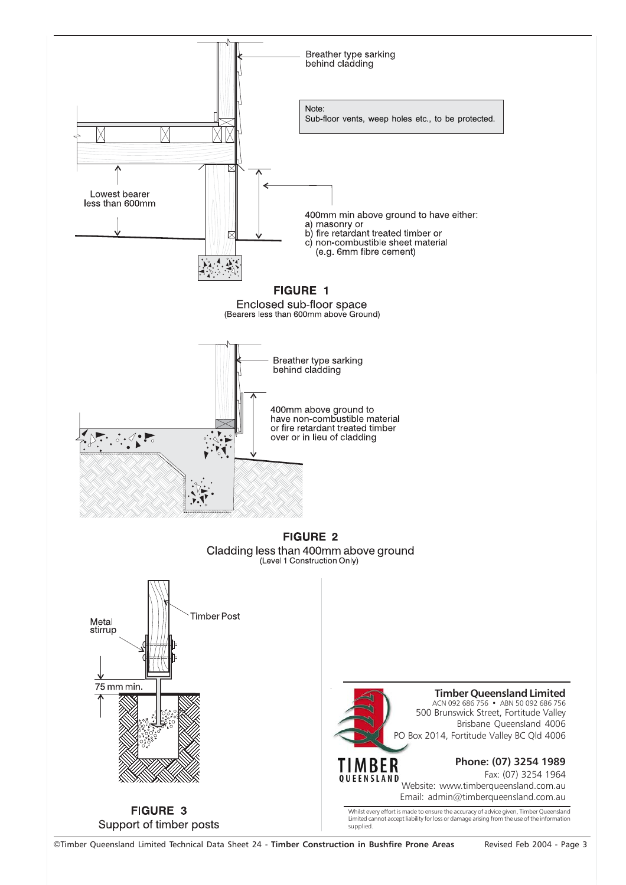Breather type sarking behind cladding

Note:
Sub-floor vents, weep holes etc., to be protected.

Lowest bearer less than 600mm

400mm min above ground to have either:
a) masonry or
b) fire retardant treated timber or
c) non-combustible sheet material
(e.g. 6mm fibre cement)

**FIGURE 1**
Enclosed sub-floor space
(Bearers less than 600mm above Ground)

Breather type sarking behind cladding

400mm above ground to have non-combustible material or fire retardant treated timber over or in lieu of cladding

**FIGURE 2**
Cladding less than 400mm above ground
(Level 1 Construction Only)

Timber Post

Metal stirrup

75 mm min.

**FIGURE 3**
Support of timber posts

**Timber Queensland Limited**
ACN 092 686 756 • ABN 50 092 686 756
500 Brunswick Street, Fortitude Valley
Brisbane Queensland 4006
PO Box 2014, Fortitude Valley BC Qld 4006

TIMBER QUEENSLAND

**Phone: (07) 3254 1989**
Fax: (07) 3254 1964
Website: www.timberqueensland.com.au
Email: admin@timberqueensland.com.au

Whilst every effort is made to ensure the accuracy of advice given, Timber Queensland Limited cannot accept liability for loss or damage arising from the use of the information supplied.

©Timber Queensland Limited Technical Data Sheet 24 - **Timber Construction in Bushfire Prone Areas** Revised Feb 2004